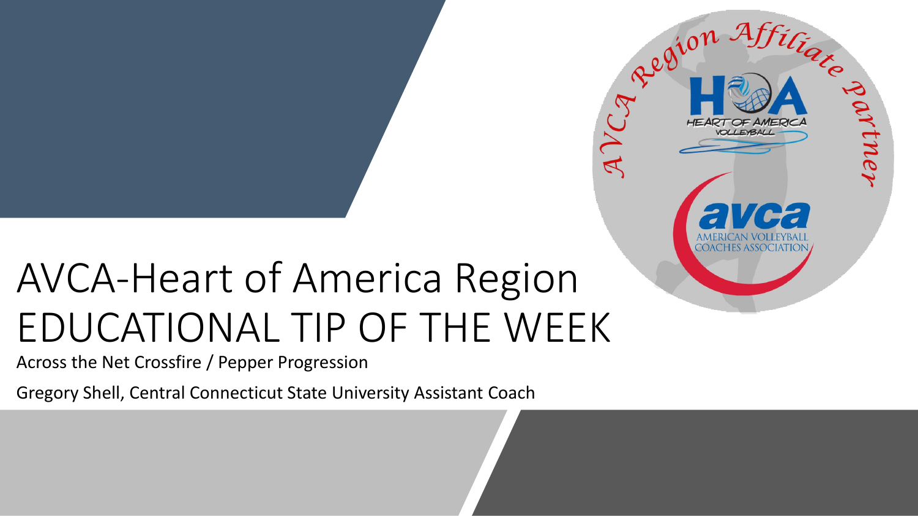# AVCA-Heart of America Region EDUCATIONAL TIP OF THE WEEK

Across the Net Crossfire / Pepper Progression

Gregory Shell, Central Connecticut State University Assistant Coach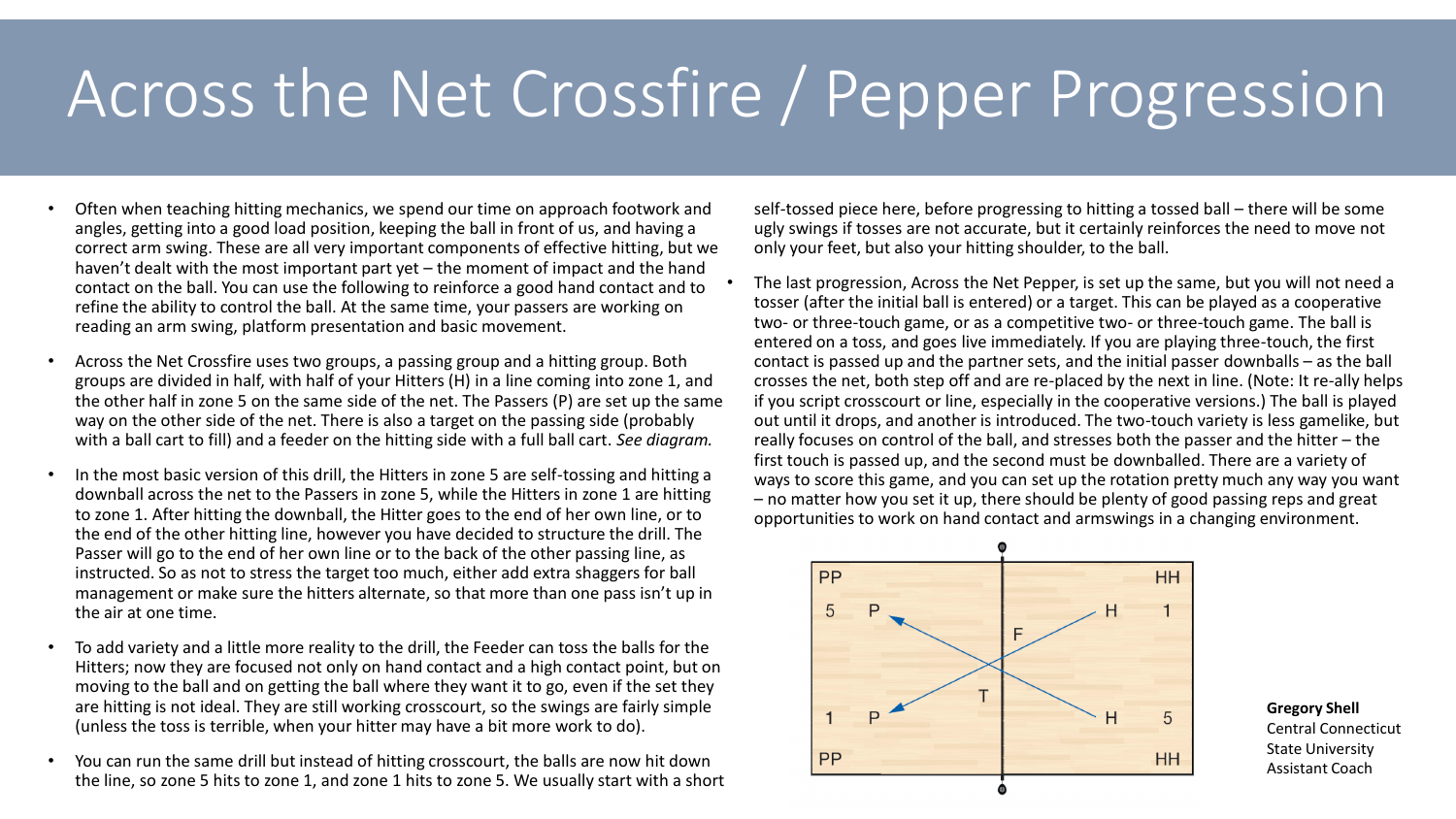# Across the Net Crossfire / Pepper Progression

- Often when teaching hitting mechanics, we spend our time on approach footwork and angles, getting into a good load position, keeping the ball in front of us, and having a correct arm swing. These are all very important components of effective hitting, but we haven't dealt with the most important part yet – the moment of impact and the hand contact on the ball. You can use the following to reinforce a good hand contact and to refine the ability to control the ball. At the same time, your passers are working on reading an arm swing, platform presentation and basic movement.
- Across the Net Crossfire uses two groups, a passing group and a hitting group. Both groups are divided in half, with half of your Hitters (H) in a line coming into zone 1, and the other half in zone 5 on the same side of the net. The Passers (P) are set up the same way on the other side of the net. There is also a target on the passing side (probably with a ball cart to fill) and a feeder on the hitting side with a full ball cart. *See diagram.*
- In the most basic version of this drill, the Hitters in zone 5 are self-tossing and hitting a downball across the net to the Passers in zone 5, while the Hitters in zone 1 are hitting to zone 1. After hitting the downball, the Hitter goes to the end of her own line, or to the end of the other hitting line, however you have decided to structure the drill. The Passer will go to the end of her own line or to the back of the other passing line, as instructed. So as not to stress the target too much, either add extra shaggers for ball management or make sure the hitters alternate, so that more than one pass isn't up in the air at one time.
- To add variety and a little more reality to the drill, the Feeder can toss the balls for the Hitters; now they are focused not only on hand contact and a high contact point, but on moving to the ball and on getting the ball where they want it to go, even if the set they are hitting is not ideal. They are still working crosscourt, so the swings are fairly simple (unless the toss is terrible, when your hitter may have a bit more work to do).
- You can run the same drill but instead of hitting crosscourt, the balls are now hit down the line, so zone 5 hits to zone 1, and zone 1 hits to zone 5. We usually start with a short self-tossed piece here, before progressing to hitting a tossed ball – there will be some ugly swings if tosses are not accurate, but it certainly reinforces the need to move not only your feet, but also your hitting shoulder, to the ball.
- The last progression, Across the Net Pepper, is set up the same, but you will not need a tosser (after the initial ball is entered) or a target. This can be played as a cooperative two- or three-touch game, or as a competitive two- or three-touch game. The ball is entered on a toss, and goes live immediately. If you are playing three-touch, the first contact is passed up and the partner sets, and the initial passer downballs – as the ball crosses the net, both step off and are re-placed by the next in line. (Note: It re-ally helps if you script crosscourt or line, especially in the cooperative versions.) The ball is played out until it drops, and another is introduced. The two-touch variety is less gamelike, but really focuses on control of the ball, and stresses both the passer and the hitter – the first touch is passed up, and the second must be downballed. There are a variety of ways to score this game, and you can set up the rotation pretty much any way you want – no matter how you set it up, there should be plenty of good passing reps and great opportunities to work on hand contact and armswings in a changing environment.

**Gregory Shell**
Central Connecticut State University
Assistant Coach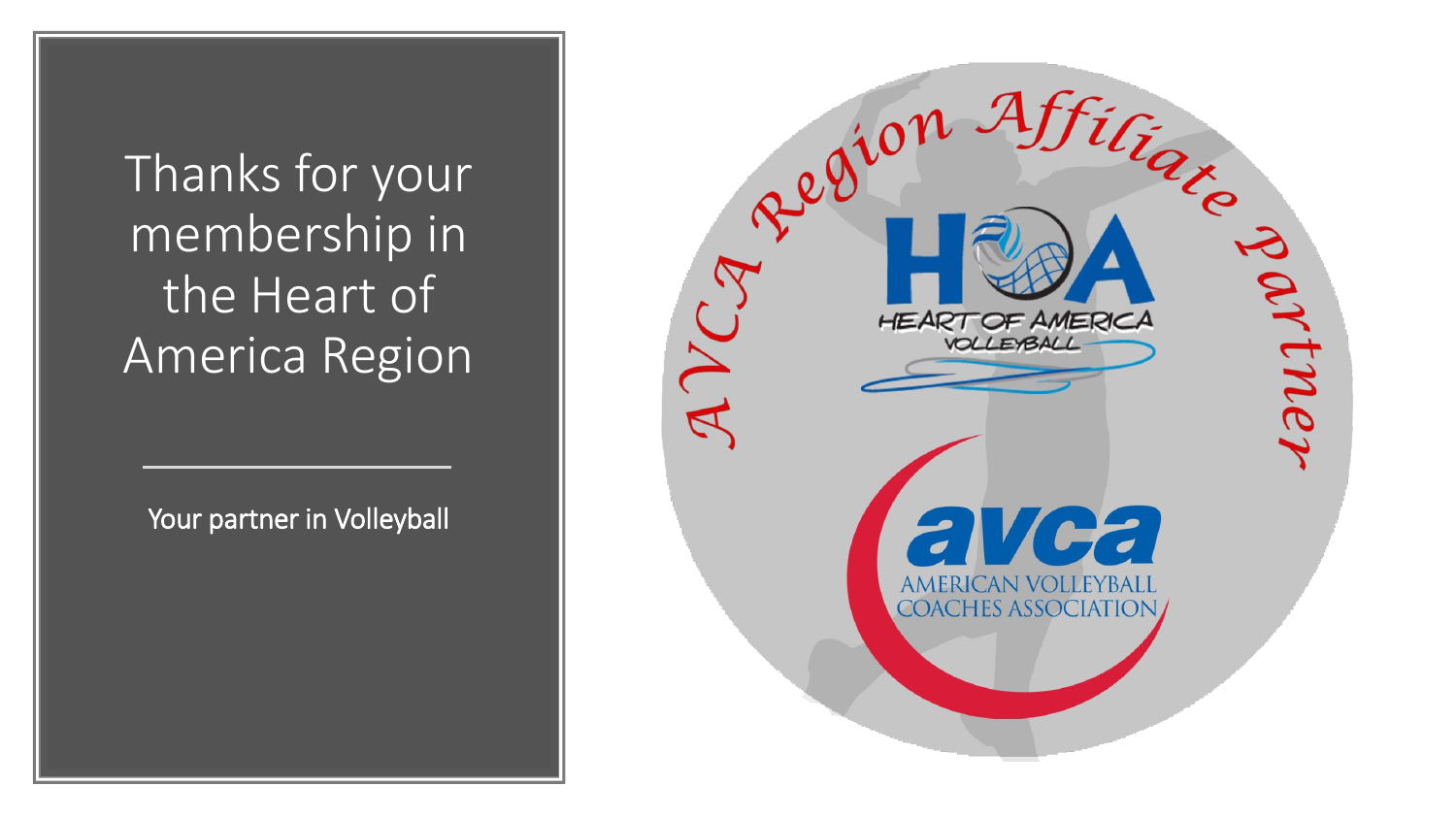# Thanks for your membership in the Heart of America Region

Your partner in Volleyball

AVCA Region Affiliate Partner

HOA

HEART OF AMERICA VOLLEYBALL

avca

AMERICAN VOLLEYBALL COACHES ASSOCIATION